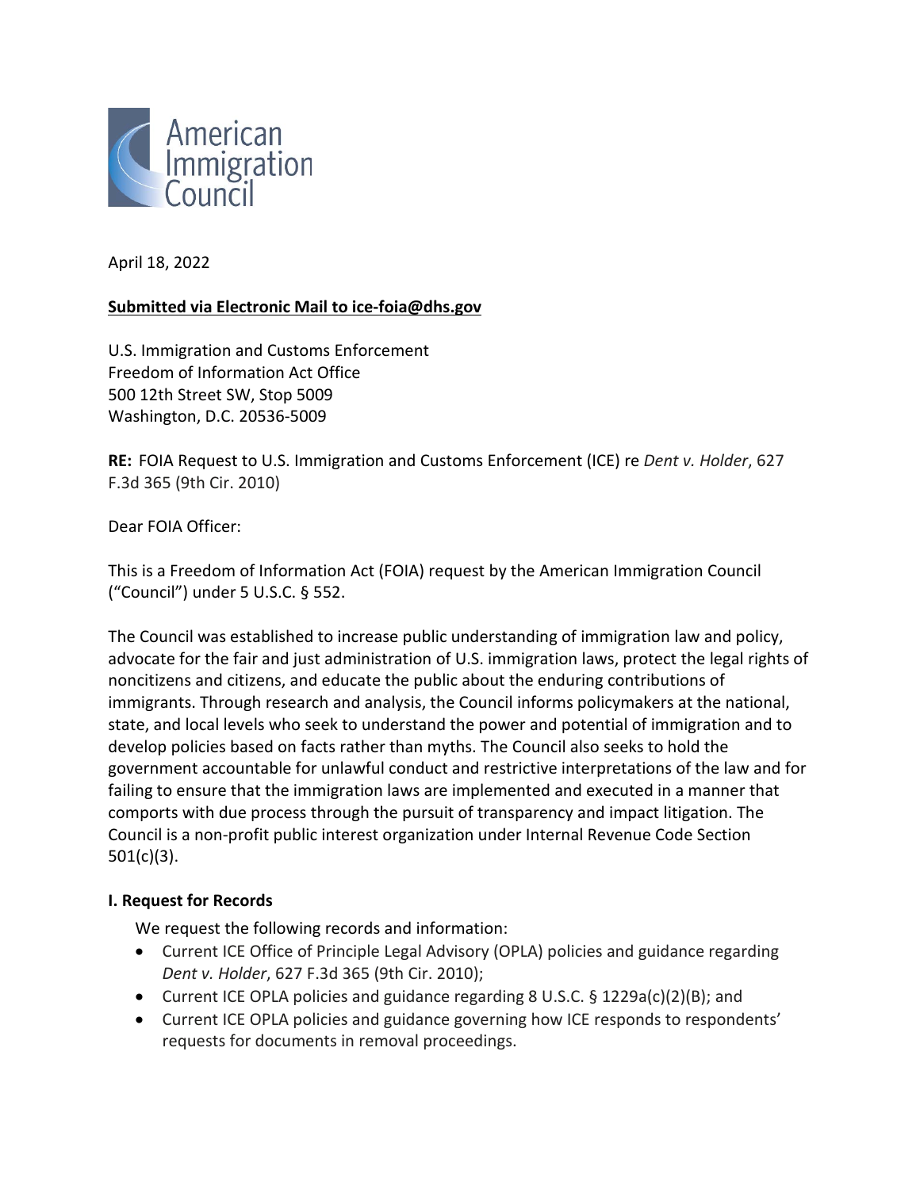American Immigration Council

April 18, 2022

**Submitted via Electronic Mail to ice-foia@dhs.gov**

U.S. Immigration and Customs Enforcement
Freedom of Information Act Office
500 12th Street SW, Stop 5009
Washington, D.C. 20536-5009

**RE:** FOIA Request to U.S. Immigration and Customs Enforcement (ICE) re *Dent v. Holder*, 627 F.3d 365 (9th Cir. 2010)

Dear FOIA Officer:

This is a Freedom of Information Act (FOIA) request by the American Immigration Council ("Council") under 5 U.S.C. § 552.

The Council was established to increase public understanding of immigration law and policy, advocate for the fair and just administration of U.S. immigration laws, protect the legal rights of noncitizens and citizens, and educate the public about the enduring contributions of immigrants. Through research and analysis, the Council informs policymakers at the national, state, and local levels who seek to understand the power and potential of immigration and to develop policies based on facts rather than myths. The Council also seeks to hold the government accountable for unlawful conduct and restrictive interpretations of the law and for failing to ensure that the immigration laws are implemented and executed in a manner that comports with due process through the pursuit of transparency and impact litigation. The Council is a non-profit public interest organization under Internal Revenue Code Section 501(c)(3).

**I. Request for Records**

We request the following records and information:

- Current ICE Office of Principle Legal Advisory (OPLA) policies and guidance regarding *Dent v. Holder*, 627 F.3d 365 (9th Cir. 2010);
- Current ICE OPLA policies and guidance regarding 8 U.S.C. § 1229a(c)(2)(B); and
- Current ICE OPLA policies and guidance governing how ICE responds to respondents' requests for documents in removal proceedings.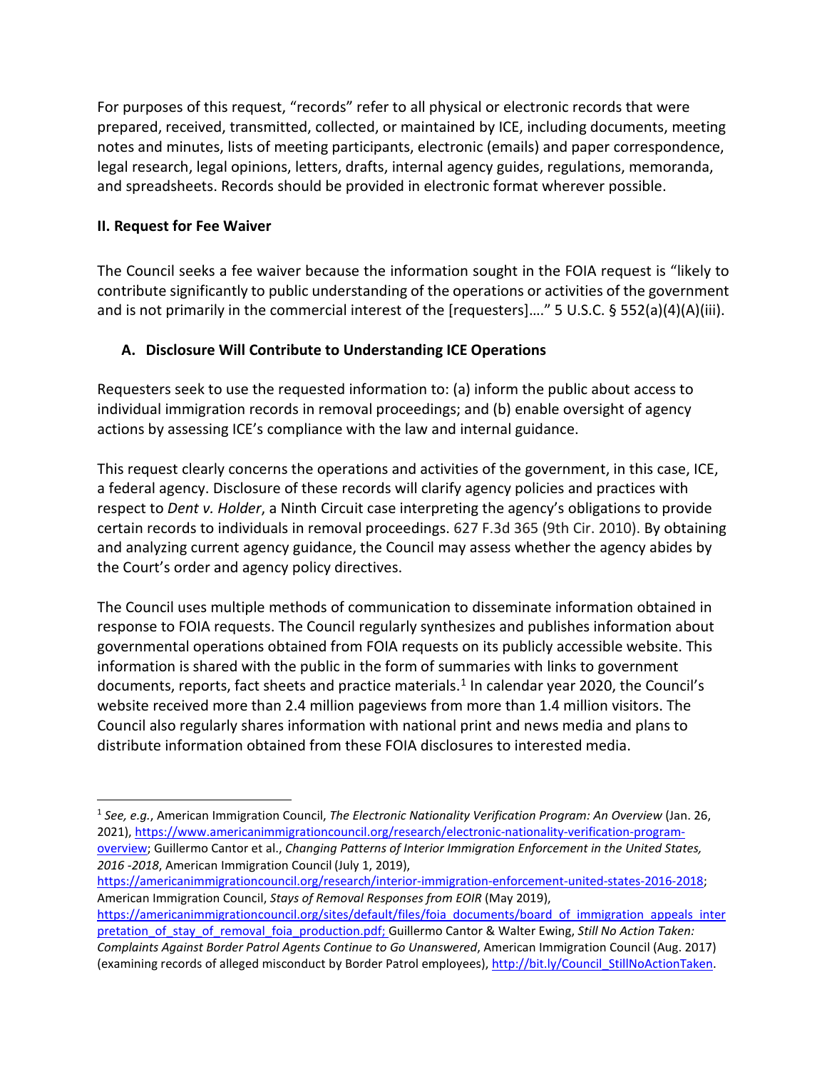For purposes of this request, "records" refer to all physical or electronic records that were prepared, received, transmitted, collected, or maintained by ICE, including documents, meeting notes and minutes, lists of meeting participants, electronic (emails) and paper correspondence, legal research, legal opinions, letters, drafts, internal agency guides, regulations, memoranda, and spreadsheets. Records should be provided in electronic format wherever possible.

## II. Request for Fee Waiver

The Council seeks a fee waiver because the information sought in the FOIA request is "likely to contribute significantly to public understanding of the operations or activities of the government and is not primarily in the commercial interest of the [requesters]…." 5 U.S.C. § 552(a)(4)(A)(iii).

### A. Disclosure Will Contribute to Understanding ICE Operations

Requesters seek to use the requested information to: (a) inform the public about access to individual immigration records in removal proceedings; and (b) enable oversight of agency actions by assessing ICE's compliance with the law and internal guidance.

This request clearly concerns the operations and activities of the government, in this case, ICE, a federal agency. Disclosure of these records will clarify agency policies and practices with respect to *Dent v. Holder*, a Ninth Circuit case interpreting the agency's obligations to provide certain records to individuals in removal proceedings. 627 F.3d 365 (9th Cir. 2010). By obtaining and analyzing current agency guidance, the Council may assess whether the agency abides by the Court's order and agency policy directives.

The Council uses multiple methods of communication to disseminate information obtained in response to FOIA requests. The Council regularly synthesizes and publishes information about governmental operations obtained from FOIA requests on its publicly accessible website. This information is shared with the public in the form of summaries with links to government documents, reports, fact sheets and practice materials.[1] In calendar year 2020, the Council's website received more than 2.4 million pageviews from more than 1.4 million visitors. The Council also regularly shares information with national print and news media and plans to distribute information obtained from these FOIA disclosures to interested media.

---

[1] *See, e.g.*, American Immigration Council, *The Electronic Nationality Verification Program: An Overview* (Jan. 26, 2021), https://www.americanimmigrationcouncil.org/research/electronic-nationality-verification-program-overview; Guillermo Cantor et al., *Changing Patterns of Interior Immigration Enforcement in the United States, 2016 -2018*, American Immigration Council (July 1, 2019), https://americanimmigrationcouncil.org/research/interior-immigration-enforcement-united-states-2016-2018; American Immigration Council, *Stays of Removal Responses from EOIR* (May 2019), https://americanimmigrationcouncil.org/sites/default/files/foia_documents/board_of_immigration_appeals_interpretation_of_stay_of_removal_foia_production.pdf; Guillermo Cantor & Walter Ewing, *Still No Action Taken: Complaints Against Border Patrol Agents Continue to Go Unanswered*, American Immigration Council (Aug. 2017) (examining records of alleged misconduct by Border Patrol employees), http://bit.ly/Council_StillNoActionTaken.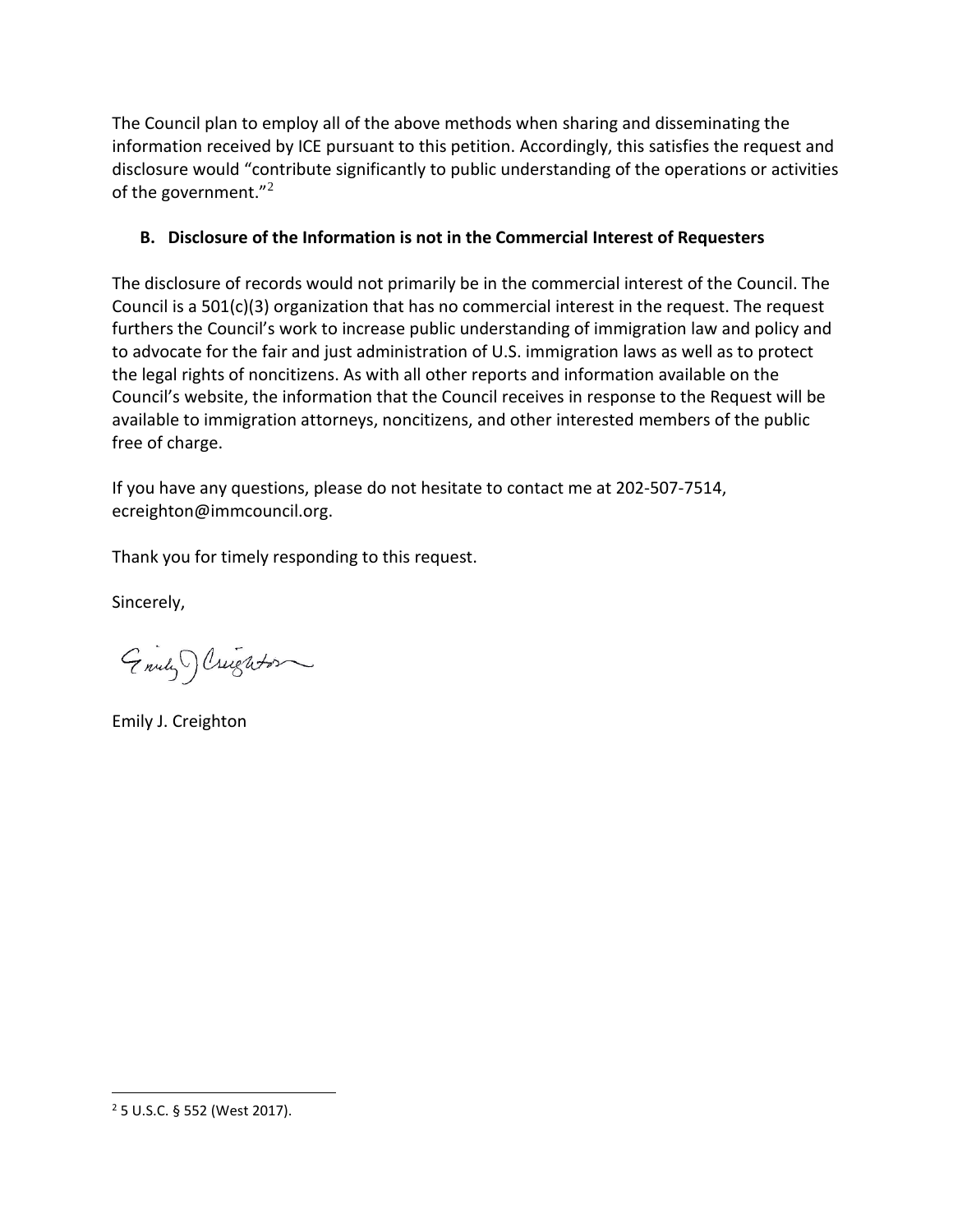The Council plan to employ all of the above methods when sharing and disseminating the information received by ICE pursuant to this petition. Accordingly, this satisfies the request and disclosure would "contribute significantly to public understanding of the operations or activities of the government."[2]

### B. Disclosure of the Information is not in the Commercial Interest of Requesters

The disclosure of records would not primarily be in the commercial interest of the Council. The Council is a 501(c)(3) organization that has no commercial interest in the request. The request furthers the Council's work to increase public understanding of immigration law and policy and to advocate for the fair and just administration of U.S. immigration laws as well as to protect the legal rights of noncitizens. As with all other reports and information available on the Council's website, the information that the Council receives in response to the Request will be available to immigration attorneys, noncitizens, and other interested members of the public free of charge.

If you have any questions, please do not hesitate to contact me at 202-507-7514, ecreighton@immcouncil.org.

Thank you for timely responding to this request.

Sincerely,

Emily J. Creighton

---

[2] 5 U.S.C. § 552 (West 2017).